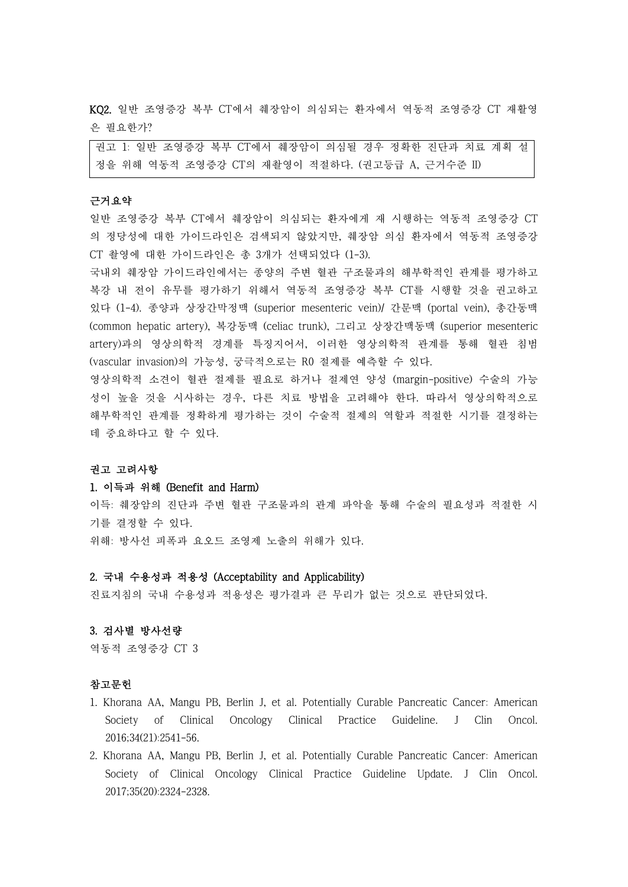**KQ2.** 일반 조영증강 복부 CT에서 췌장암이 의심되는 환자에서 역동적 조영증강 CT 재촬영은 필요한가?

| 권고 1: 일반 조영증강 복부 CT에서 췌장암이 의심될 경우 정확한 진단과 치료 계획 설정을 위해 역동적 조영증강 CT의 재촬영이 적절하다. (권고등급 A, 근거수준 II) |
|---|

### 근거요약

일반 조영증강 복부 CT에서 췌장암이 의심되는 환자에게 재 시행하는 역동적 조영증강 CT의 정당성에 대한 가이드라인은 검색되지 않았지만, 췌장암 의심 환자에서 역동적 조영증강 CT 촬영에 대한 가이드라인은 총 3개가 선택되었다 (1-3).

국내외 췌장암 가이드라인에서는 종양의 주변 혈관 구조물과의 해부학적인 관계를 평가하고 복강 내 전이 유무를 평가하기 위해서 역동적 조영증강 복부 CT를 시행할 것을 권고하고 있다 (1-4). 종양과 상장간막정맥 (superior mesenteric vein)/ 간문맥 (portal vein), 총간동맥 (common hepatic artery), 복강동맥 (celiac trunk), 그리고 상장간맥동맥 (superior mesenteric artery)과의 영상의학적 경계를 특징지어서, 이러한 영상의학적 관계를 통해 혈관 침범 (vascular invasion)의 가능성, 궁극적으로는 R0 절제를 예측할 수 있다.

영상의학적 소견이 혈관 절제를 필요로 하거나 절제연 양성 (margin-positive) 수술의 가능성이 높을 것을 시사하는 경우, 다른 치료 방법을 고려해야 한다. 따라서 영상의학적으로 해부학적인 관계를 정확하게 평가하는 것이 수술적 절제의 역할과 적절한 시기를 결정하는 데 중요하다고 할 수 있다.

### 권고 고려사항

#### 1. 이득과 위해 (Benefit and Harm)

이득: 췌장암의 진단과 주변 혈관 구조물과의 관계 파악을 통해 수술의 필요성과 적절한 시기를 결정할 수 있다.

위해: 방사선 피폭과 요오드 조영제 노출의 위해가 있다.

#### 2. 국내 수용성과 적용성 (Acceptability and Applicability)

진료지침의 국내 수용성과 적용성은 평가결과 큰 무리가 없는 것으로 판단되었다.

#### 3. 검사별 방사선량

역동적 조영증강 CT 3

### 참고문헌

1. Khorana AA, Mangu PB, Berlin J, et al. Potentially Curable Pancreatic Cancer: American Society of Clinical Oncology Clinical Practice Guideline. J Clin Oncol. 2016;34(21):2541-56.
2. Khorana AA, Mangu PB, Berlin J, et al. Potentially Curable Pancreatic Cancer: American Society of Clinical Oncology Clinical Practice Guideline Update. J Clin Oncol. 2017;35(20):2324-2328.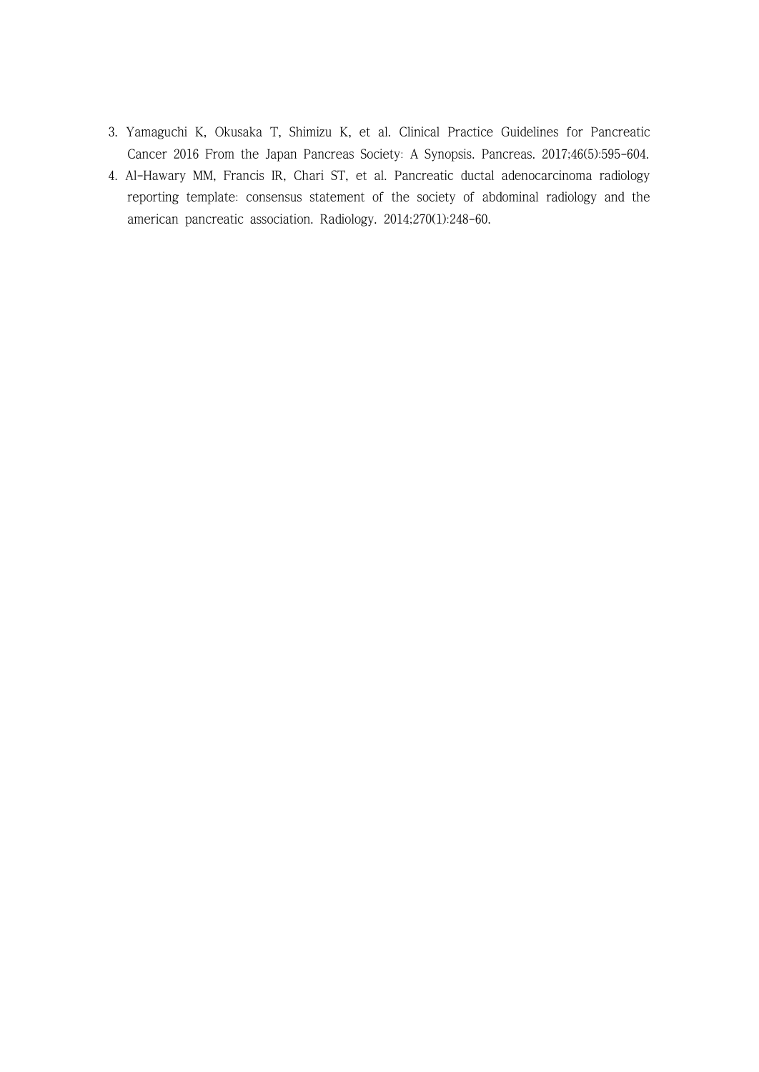3. Yamaguchi K, Okusaka T, Shimizu K, et al. Clinical Practice Guidelines for Pancreatic Cancer 2016 From the Japan Pancreas Society: A Synopsis. Pancreas. 2017;46(5):595-604.
4. Al-Hawary MM, Francis IR, Chari ST, et al. Pancreatic ductal adenocarcinoma radiology reporting template: consensus statement of the society of abdominal radiology and the american pancreatic association. Radiology. 2014;270(1):248-60.